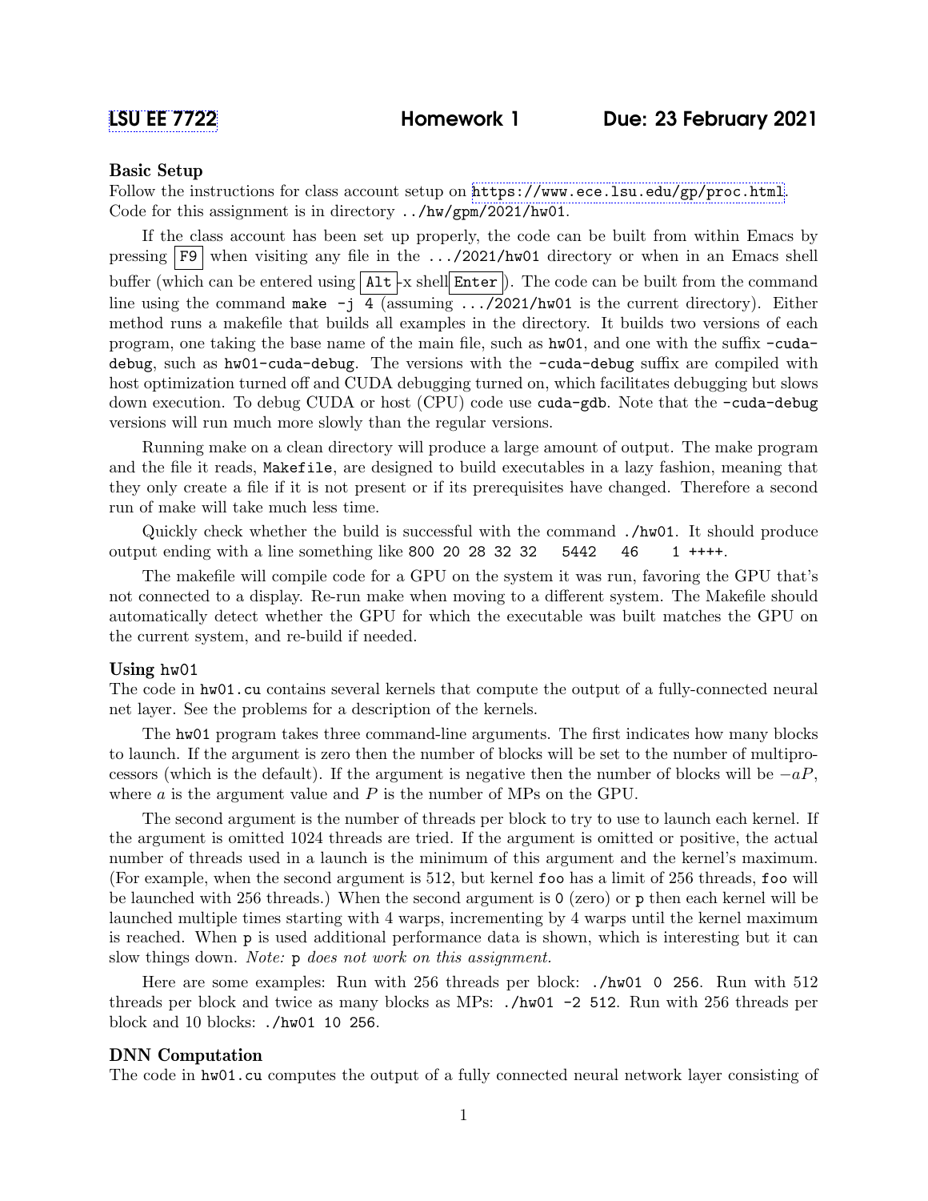# LSU EE 7722 Homework 1 Due: 23 February 2021

### Basic Setup

Follow the instructions for class account setup on https://www.ece.lsu.edu/gp/proc.html. Code for this assignment is in directory `../hw/gpm/2021/hw01`.

If the class account has been set up properly, the code can be built from within Emacs by pressing F9 when visiting any file in the `.../2021/hw01` directory or when in an Emacs shell buffer (which can be entered using Alt-x shell Enter). The code can be built from the command line using the command `make -j 4` (assuming `.../2021/hw01` is the current directory). Either method runs a makefile that builds all examples in the directory. It builds two versions of each program, one taking the base name of the main file, such as `hw01`, and one with the suffix `-cuda-debug`, such as `hw01-cuda-debug`. The versions with the `-cuda-debug` suffix are compiled with host optimization turned off and CUDA debugging turned on, which facilitates debugging but slows down execution. To debug CUDA or host (CPU) code use `cuda-gdb`. Note that the `-cuda-debug` versions will run much more slowly than the regular versions.

Running make on a clean directory will produce a large amount of output. The make program and the file it reads, `Makefile`, are designed to build executables in a lazy fashion, meaning that they only create a file if it is not present or if its prerequisites have changed. Therefore a second run of make will take much less time.

Quickly check whether the build is successful with the command `./hw01`. It should produce output ending with a line something like `800 20 28 32 32    5442    46     1 ++++`.

The makefile will compile code for a GPU on the system it was run, favoring the GPU that's not connected to a display. Re-run make when moving to a different system. The Makefile should automatically detect whether the GPU for which the executable was built matches the GPU on the current system, and re-build if needed.

### Using hw01

The code in `hw01.cu` contains several kernels that compute the output of a fully-connected neural net layer. See the problems for a description of the kernels.

The `hw01` program takes three command-line arguments. The first indicates how many blocks to launch. If the argument is zero then the number of blocks will be set to the number of multiprocessors (which is the default). If the argument is negative then the number of blocks will be $-aP$, where $a$ is the argument value and $P$ is the number of MPs on the GPU.

The second argument is the number of threads per block to try to use to launch each kernel. If the argument is omitted 1024 threads are tried. If the argument is omitted or positive, the actual number of threads used in a launch is the minimum of this argument and the kernel's maximum. (For example, when the second argument is 512, but kernel `foo` has a limit of 256 threads, `foo` will be launched with 256 threads.) When the second argument is `0` (zero) or `p` then each kernel will be launched multiple times starting with 4 warps, incrementing by 4 warps until the kernel maximum is reached. When `p` is used additional performance data is shown, which is interesting but it can slow things down. *Note:* `p` *does not work on this assignment.*

Here are some examples: Run with 256 threads per block: `./hw01 0 256`. Run with 512 threads per block and twice as many blocks as MPs: `./hw01 -2 512`. Run with 256 threads per block and 10 blocks: `./hw01 10 256`.

### DNN Computation

The code in `hw01.cu` computes the output of a fully connected neural network layer consisting of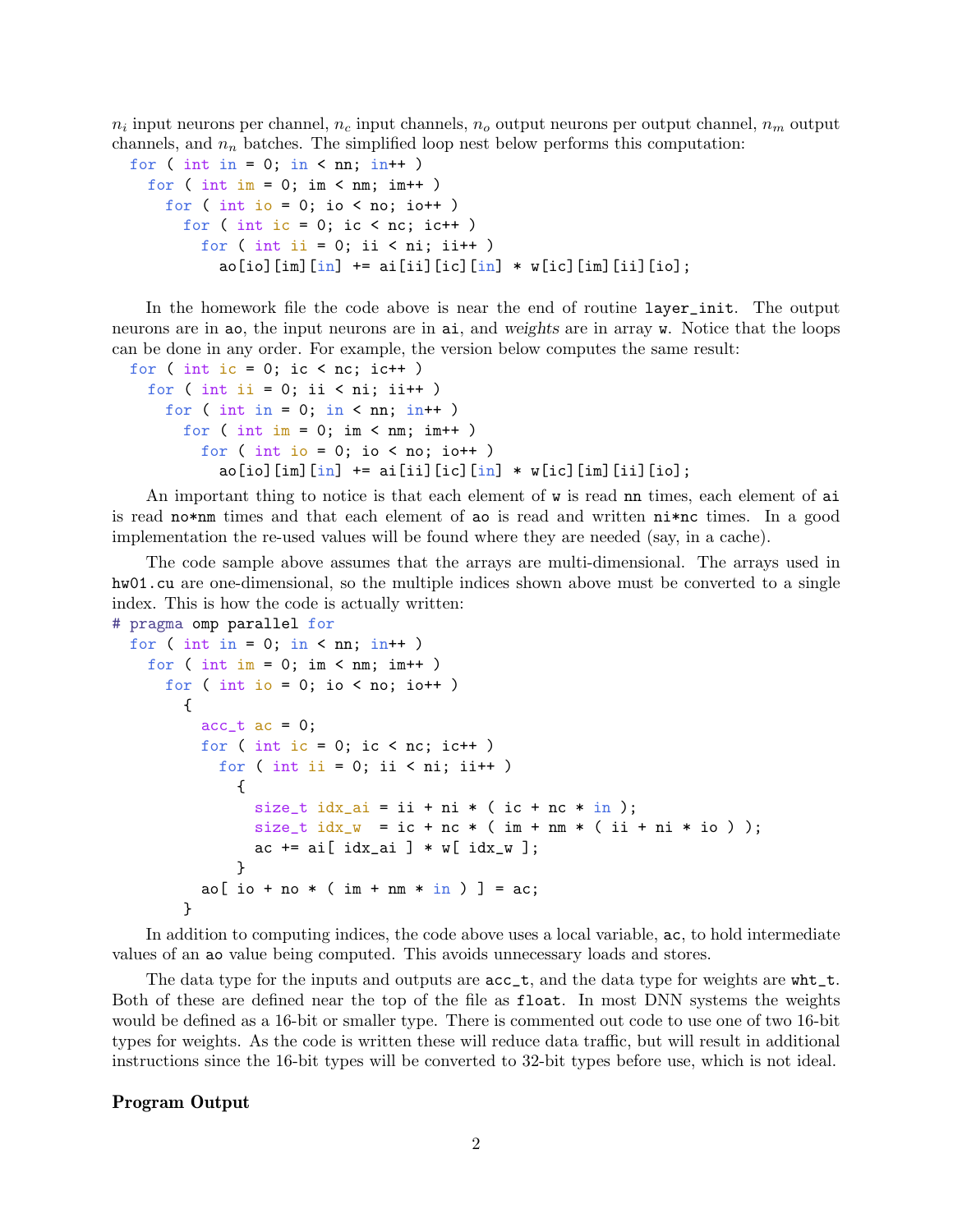$n_i$ input neurons per channel, $n_c$ input channels, $n_o$ output neurons per output channel, $n_m$ output channels, and $n_n$ batches. The simplified loop nest below performs this computation:

```
for ( int in = 0; in < nn; in++ )
  for ( int im = 0; im < nm; im++ )
    for ( int io = 0; io < no; io++ )
      for ( int ic = 0; ic < nc; ic++ )
        for ( int ii = 0; ii < ni; ii++ )
          ao[io][im][in] += ai[ii][ic][in] * w[ic][im][ii][io];
```

In the homework file the code above is near the end of routine `layer_init`. The output neurons are in `ao`, the input neurons are in `ai`, and *weights* are in array `w`. Notice that the loops can be done in any order. For example, the version below computes the same result:

```
for ( int ic = 0; ic < nc; ic++ )
  for ( int ii = 0; ii < ni; ii++ )
    for ( int in = 0; in < nn; in++ )
      for ( int im = 0; im < nm; im++ )
        for ( int io = 0; io < no; io++ )
          ao[io][im][in] += ai[ii][ic][in] * w[ic][im][ii][io];
```

An important thing to notice is that each element of `w` is read `nn` times, each element of `ai` is read `no*nm` times and that each element of `ao` is read and written `ni*nc` times. In a good implementation the re-used values will be found where they are needed (say, in a cache).

The code sample above assumes that the arrays are multi-dimensional. The arrays used in `hw01.cu` are one-dimensional, so the multiple indices shown above must be converted to a single index. This is how the code is actually written:

```
# pragma omp parallel for
  for ( int in = 0; in < nn; in++ )
    for ( int im = 0; im < nm; im++ )
      for ( int io = 0; io < no; io++ )
        {
          acc_t ac = 0;
          for ( int ic = 0; ic < nc; ic++ )
            for ( int ii = 0; ii < ni; ii++ )
              {
                size_t idx_ai = ii + ni * ( ic + nc * in );
                size_t idx_w  = ic + nc * ( im + nm * ( ii + ni * io ) );
                ac += ai[ idx_ai ] * w[ idx_w ];
              }
          ao[ io + no * ( im + nm * in ) ] = ac;
        }
```

In addition to computing indices, the code above uses a local variable, `ac`, to hold intermediate values of an `ao` value being computed. This avoids unnecessary loads and stores.

The data type for the inputs and outputs are `acc_t`, and the data type for weights are `wht_t`. Both of these are defined near the top of the file as `float`. In most DNN systems the weights would be defined as a 16-bit or smaller type. There is commented out code to use one of two 16-bit types for weights. As the code is written these will reduce data traffic, but will result in additional instructions since the 16-bit types will be converted to 32-bit types before use, which is not ideal.

### Program Output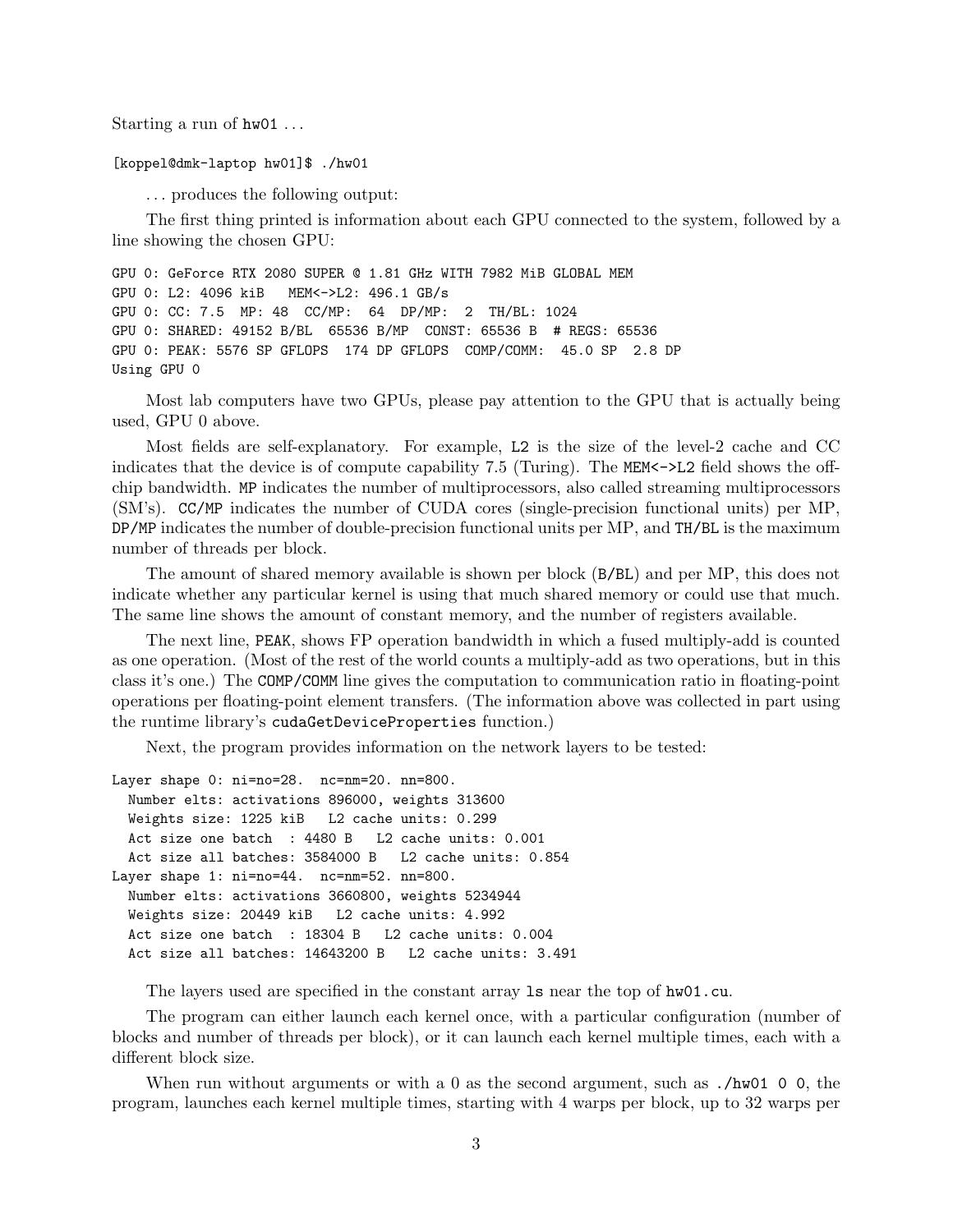Starting a run of `hw01` . . .

```
[koppel@dmk-laptop hw01]$ ./hw01
```

. . . produces the following output:

The first thing printed is information about each GPU connected to the system, followed by a line showing the chosen GPU:

```
GPU 0: GeForce RTX 2080 SUPER @ 1.81 GHz WITH 7982 MiB GLOBAL MEM
GPU 0: L2: 4096 kiB   MEM<->L2: 496.1 GB/s
GPU 0: CC: 7.5  MP: 48  CC/MP:  64  DP/MP:  2  TH/BL: 1024
GPU 0: SHARED: 49152 B/BL  65536 B/MP  CONST: 65536 B  # REGS: 65536
GPU 0: PEAK: 5576 SP GFLOPS  174 DP GFLOPS  COMP/COMM:  45.0 SP  2.8 DP
Using GPU 0
```

Most lab computers have two GPUs, please pay attention to the GPU that is actually being used, GPU 0 above.

Most fields are self-explanatory. For example, `L2` is the size of the level-2 cache and CC indicates that the device is of compute capability 7.5 (Turing). The `MEM<->L2` field shows the off-chip bandwidth. `MP` indicates the number of multiprocessors, also called streaming multiprocessors (SM's). `CC/MP` indicates the number of CUDA cores (single-precision functional units) per MP, `DP/MP` indicates the number of double-precision functional units per MP, and `TH/BL` is the maximum number of threads per block.

The amount of shared memory available is shown per block (`B/BL`) and per MP, this does not indicate whether any particular kernel is using that much shared memory or could use that much. The same line shows the amount of constant memory, and the number of registers available.

The next line, `PEAK`, shows FP operation bandwidth in which a fused multiply-add is counted as one operation. (Most of the rest of the world counts a multiply-add as two operations, but in this class it's one.) The `COMP/COMM` line gives the computation to communication ratio in floating-point operations per floating-point element transfers. (The information above was collected in part using the runtime library's `cudaGetDeviceProperties` function.)

Next, the program provides information on the network layers to be tested:

```
Layer shape 0: ni=no=28.  nc=nm=20. nn=800.
  Number elts: activations 896000, weights 313600
  Weights size: 1225 kiB   L2 cache units: 0.299
  Act size one batch  : 4480 B   L2 cache units: 0.001
  Act size all batches: 3584000 B   L2 cache units: 0.854
Layer shape 1: ni=no=44.  nc=nm=52. nn=800.
  Number elts: activations 3660800, weights 5234944
  Weights size: 20449 kiB   L2 cache units: 4.992
  Act size one batch  : 18304 B   L2 cache units: 0.004
  Act size all batches: 14643200 B   L2 cache units: 3.491
```

The layers used are specified in the constant array `ls` near the top of `hw01.cu`.

The program can either launch each kernel once, with a particular configuration (number of blocks and number of threads per block), or it can launch each kernel multiple times, each with a different block size.

When run without arguments or with a 0 as the second argument, such as `./hw01 0 0`, the program, launches each kernel multiple times, starting with 4 warps per block, up to 32 warps per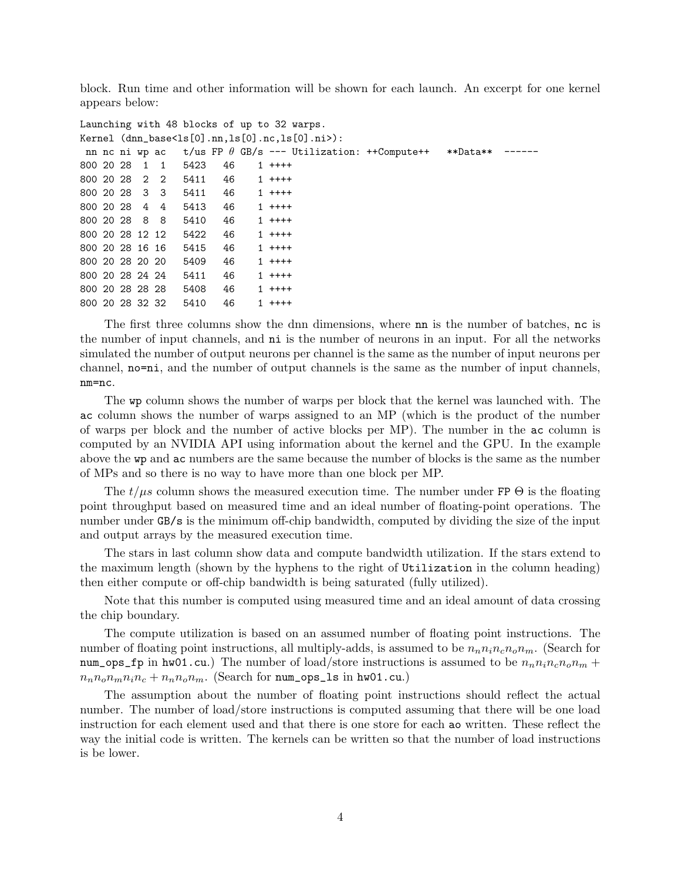block. Run time and other information will be shown for each launch. An excerpt for one kernel appears below:

```
Launching with 48 blocks of up to 32 warps.
Kernel (dnn_base<ls[0].nn,ls[0].nc,ls[0].ni>):
 nn nc ni wp ac   t/us FP θ GB/s --- Utilization: ++Compute++   **Data**  ------
800 20 28  1  1   5423   46    1 ++++
800 20 28  2  2   5411   46    1 ++++
800 20 28  3  3   5411   46    1 ++++
800 20 28  4  4   5413   46    1 ++++
800 20 28  8  8   5410   46    1 ++++
800 20 28 12 12   5422   46    1 ++++
800 20 28 16 16   5415   46    1 ++++
800 20 28 20 20   5409   46    1 ++++
800 20 28 24 24   5411   46    1 ++++
800 20 28 28 28   5408   46    1 ++++
800 20 28 32 32   5410   46    1 ++++
```

The first three columns show the dnn dimensions, where `nn` is the number of batches, `nc` is the number of input channels, and `ni` is the number of neurons in an input. For all the networks simulated the number of output neurons per channel is the same as the number of input neurons per channel, `no=ni`, and the number of output channels is the same as the number of input channels, `nm=nc`.

The `wp` column shows the number of warps per block that the kernel was launched with. The `ac` column shows the number of warps assigned to an MP (which is the product of the number of warps per block and the number of active blocks per MP). The number in the `ac` column is computed by an NVIDIA API using information about the kernel and the GPU. In the example above the `wp` and `ac` numbers are the same because the number of blocks is the same as the number of MPs and so there is no way to have more than one block per MP.

The $t/\mu s$ column shows the measured execution time. The number under `FP` $\Theta$ is the floating point throughput based on measured time and an ideal number of floating-point operations. The number under `GB/s` is the minimum off-chip bandwidth, computed by dividing the size of the input and output arrays by the measured execution time.

The stars in last column show data and compute bandwidth utilization. If the stars extend to the maximum length (shown by the hyphens to the right of `Utilization` in the column heading) then either compute or off-chip bandwidth is being saturated (fully utilized).

Note that this number is computed using measured time and an ideal amount of data crossing the chip boundary.

The compute utilization is based on an assumed number of floating point instructions. The number of floating point instructions, all multiply-adds, is assumed to be $n_n n_i n_c n_o n_m$. (Search for `num_ops_fp` in `hw01.cu`.) The number of load/store instructions is assumed to be $n_n n_i n_c n_o n_m + n_n n_o n_m n_i n_c + n_n n_o n_m$. (Search for `num_ops_ls` in `hw01.cu`.)

The assumption about the number of floating point instructions should reflect the actual number. The number of load/store instructions is computed assuming that there will be one load instruction for each element used and that there is one store for each `ao` written. These reflect the way the initial code is written. The kernels can be written so that the number of load instructions is be lower.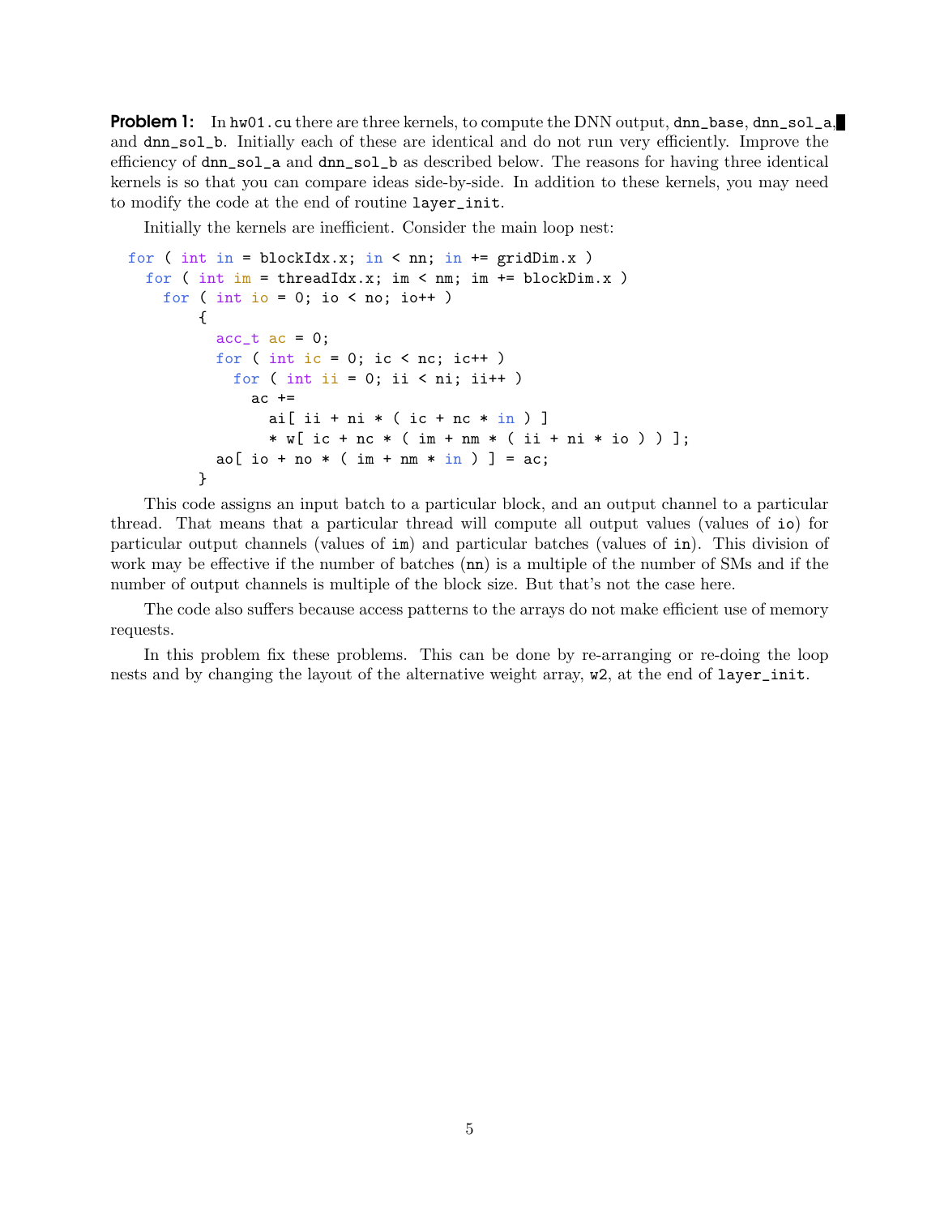**Problem 1:** In hw01.cu there are three kernels, to compute the DNN output, dnn_base, dnn_sol_a, and dnn_sol_b. Initially each of these are identical and do not run very efficiently. Improve the efficiency of dnn_sol_a and dnn_sol_b as described below. The reasons for having three identical kernels is so that you can compare ideas side-by-side. In addition to these kernels, you may need to modify the code at the end of routine layer_init.

Initially the kernels are inefficient. Consider the main loop nest:

```
for ( int in = blockIdx.x; in < nn; in += gridDim.x )
  for ( int im = threadIdx.x; im < nm; im += blockDim.x )
    for ( int io = 0; io < no; io++ )
      {
        acc_t ac = 0;
        for ( int ic = 0; ic < nc; ic++ )
          for ( int ii = 0; ii < ni; ii++ )
            ac +=
              ai[ ii + ni * ( ic + nc * in ) ]
              * w[ ic + nc * ( im + nm * ( ii + ni * io ) ) ];
        ao[ io + no * ( im + nm * in ) ] = ac;
      }
```

This code assigns an input batch to a particular block, and an output channel to a particular thread. That means that a particular thread will compute all output values (values of io) for particular output channels (values of im) and particular batches (values of in). This division of work may be effective if the number of batches (nn) is a multiple of the number of SMs and if the number of output channels is multiple of the block size. But that's not the case here.

The code also suffers because access patterns to the arrays do not make efficient use of memory requests.

In this problem fix these problems. This can be done by re-arranging or re-doing the loop nests and by changing the layout of the alternative weight array, w2, at the end of layer_init.